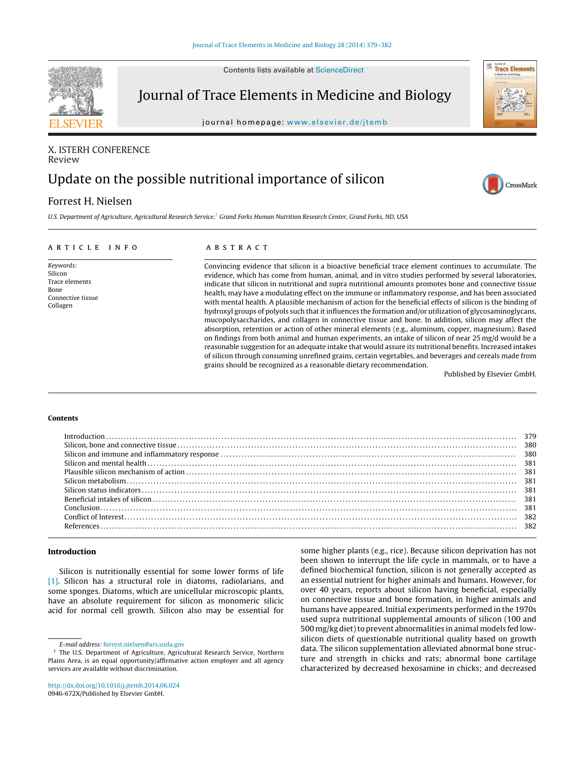X. ISTERH CONFERENCE
Review

# Update on the possible nutritional importance of silicon

Forrest H. Nielsen

*U.S. Department of Agriculture, Agricultural Research Service,[1] Grand Forks Human Nutrition Research Center, Grand Forks, ND, USA*

## ARTICLE INFO

*Keywords:*
Silicon
Trace elements
Bone
Connective tissue
Collagen

## ABSTRACT

Convincing evidence that silicon is a bioactive beneficial trace element continues to accumulate. The evidence, which has come from human, animal, and in vitro studies performed by several laboratories, indicate that silicon in nutritional and supra nutritional amounts promotes bone and connective tissue health, may have a modulating effect on the immune or inflammatory response, and has been associated with mental health. A plausible mechanism of action for the beneficial effects of silicon is the binding of hydroxyl groups of polyols such that it influences the formation and/or utilization of glycosaminoglycans, mucopolysaccharides, and collagen in connective tissue and bone. In addition, silicon may affect the absorption, retention or action of other mineral elements (e.g., aluminum, copper, magnesium). Based on findings from both animal and human experiments, an intake of silicon of near 25 mg/d would be a reasonable suggestion for an adequate intake that would assure its nutritional benefits. Increased intakes of silicon through consuming unrefined grains, certain vegetables, and beverages and cereals made from grains should be recognized as a reasonable dietary recommendation.

Published by Elsevier GmbH.

## Contents

| | |
|---|---|
| Introduction | 379 |
| Silicon, bone and connective tissue | 380 |
| Silicon and immune and inflammatory response | 380 |
| Silicon and mental health | 381 |
| Plausible silicon mechanism of action | 381 |
| Silicon metabolism | 381 |
| Silicon status indicators | 381 |
| Beneficial intakes of silicon | 381 |
| Conclusion | 381 |
| Conflict of Interest | 382 |
| References | 382 |

## Introduction

Silicon is nutritionally essential for some lower forms of life [1]. Silicon has a structural role in diatoms, radiolarians, and some sponges. Diatoms, which are unicellular microscopic plants, have an absolute requirement for silicon as monomeric silicic acid for normal cell growth. Silicon also may be essential for some higher plants (e.g., rice). Because silicon deprivation has not been shown to interrupt the life cycle in mammals, or to have a defined biochemical function, silicon is not generally accepted as an essential nutrient for higher animals and humans. However, for over 40 years, reports about silicon having beneficial, especially on connective tissue and bone formation, in higher animals and humans have appeared. Initial experiments performed in the 1970s used supra nutritional supplemental amounts of silicon (100 and 500 mg/kg diet) to prevent abnormalities in animal models fed low-silicon diets of questionable nutritional quality based on growth data. The silicon supplementation alleviated abnormal bone structure and strength in chicks and rats; abnormal bone cartilage characterized by decreased hexosamine in chicks; and decreased

*E-mail address:* forrest.nielsen@ars.usda.gov

[1] The U.S. Department of Agriculture, Agricultural Research Service, Northern Plains Area, is an equal opportunity/affirmative action employer and all agency services are available without discrimination.

http://dx.doi.org/10.1016/j.jtemb.2014.06.024
0946-672X/Published by Elsevier GmbH.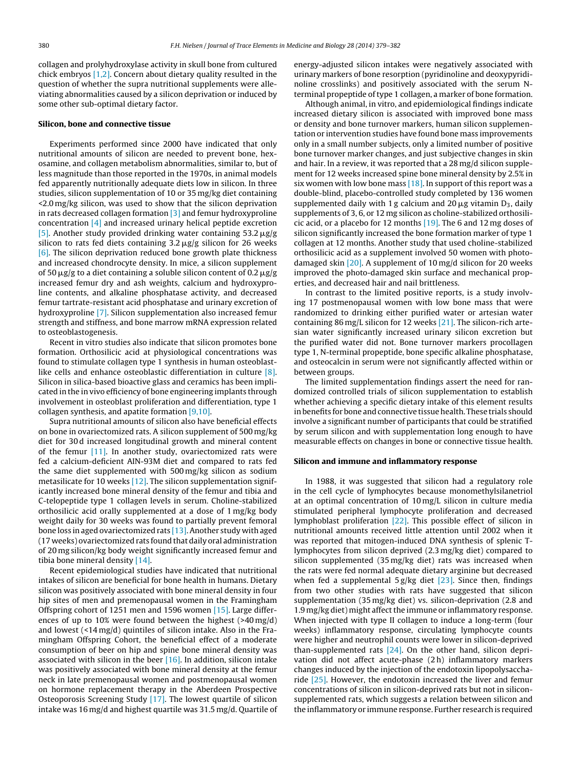collagen and prolyhydroxylase activity in skull bone from cultured chick embryos [1,2]. Concern about dietary quality resulted in the question of whether the supra nutritional supplements were alleviating abnormalities caused by a silicon deprivation or induced by some other sub-optimal dietary factor.

## Silicon, bone and connective tissue

Experiments performed since 2000 have indicated that only nutritional amounts of silicon are needed to prevent bone, hexosamine, and collagen metabolism abnormalities, similar to, but of less magnitude than those reported in the 1970s, in animal models fed apparently nutritionally adequate diets low in silicon. In three studies, silicon supplementation of 10 or 35 mg/kg diet containing <2.0 mg/kg silicon, was used to show that the silicon deprivation in rats decreased collagen formation [3] and femur hydroxyproline concentration [4] and increased urinary helical peptide excretion [5]. Another study provided drinking water containing 53.2 μg/g silicon to rats fed diets containing 3.2 μg/g silicon for 26 weeks [6]. The silicon deprivation reduced bone growth plate thickness and increased chondrocyte density. In mice, a silicon supplement of 50 μg/g to a diet containing a soluble silicon content of 0.2 μg/g increased femur dry and ash weights, calcium and hydroxyproline contents, and alkaline phosphatase activity, and decreased femur tartrate-resistant acid phosphatase and urinary excretion of hydroxyproline [7]. Silicon supplementation also increased femur strength and stiffness, and bone marrow mRNA expression related to osteoblastogenesis.

Recent in vitro studies also indicate that silicon promotes bone formation. Orthosilicic acid at physiological concentrations was found to stimulate collagen type 1 synthesis in human osteoblast-like cells and enhance osteoblastic differentiation in culture [8]. Silicon in silica-based bioactive glass and ceramics has been implicated in the in vivo efficiency of bone engineering implants through involvement in osteoblast proliferation and differentiation, type 1 collagen synthesis, and apatite formation [9,10].

Supra nutritional amounts of silicon also have beneficial effects on bone in ovariectomized rats. A silicon supplement of 500 mg/kg diet for 30 d increased longitudinal growth and mineral content of the femur [11]. In another study, ovariectomized rats were fed a calcium-deficient AIN-93M diet and compared to rats fed the same diet supplemented with 500 mg/kg silicon as sodium metasilicate for 10 weeks [12]. The silicon supplementation significantly increased bone mineral density of the femur and tibia and C-telopeptide type 1 collagen levels in serum. Choline-stabilized orthosilicic acid orally supplemented at a dose of 1 mg/kg body weight daily for 30 weeks was found to partially prevent femoral bone loss in aged ovariectomized rats [13]. Another study with aged (17 weeks) ovariectomized rats found that daily oral administration of 20 mg silicon/kg body weight significantly increased femur and tibia bone mineral density [14].

Recent epidemiological studies have indicated that nutritional intakes of silicon are beneficial for bone health in humans. Dietary silicon was positively associated with bone mineral density in four hip sites of men and premenopausal women in the Framingham Offspring cohort of 1251 men and 1596 women [15]. Large differences of up to 10% were found between the highest (>40 mg/d) and lowest (<14 mg/d) quintiles of silicon intake. Also in the Framingham Offspring Cohort, the beneficial effect of a moderate consumption of beer on hip and spine bone mineral density was associated with silicon in the beer [16]. In addition, silicon intake was positively associated with bone mineral density at the femur neck in late premenopausal women and postmenopausal women on hormone replacement therapy in the Aberdeen Prospective Osteoporosis Screening Study [17]. The lowest quartile of silicon intake was 16 mg/d and highest quartile was 31.5 mg/d. Quartile of energy-adjusted silicon intakes were negatively associated with urinary markers of bone resorption (pyridinoline and deoxypyridinoline crosslinks) and positively associated with the serum N-terminal propeptide of type 1 collagen, a marker of bone formation.

Although animal, in vitro, and epidemiological findings indicate increased dietary silicon is associated with improved bone mass or density and bone turnover markers, human silicon supplementation or intervention studies have found bone mass improvements only in a small number subjects, only a limited number of positive bone turnover marker changes, and just subjective changes in skin and hair. In a review, it was reported that a 28 mg/d silicon supplement for 12 weeks increased spine bone mineral density by 2.5% in six women with low bone mass [18]. In support of this report was a double-blind, placebo-controlled study completed by 136 women supplemented daily with 1 g calcium and 20 μg vitamin $D_3$, daily supplements of 3, 6, or 12 mg silicon as choline-stabilized orthosilicic acid, or a placebo for 12 months [19]. The 6 and 12 mg doses of silicon significantly increased the bone formation marker of type 1 collagen at 12 months. Another study that used choline-stabilized orthosilicic acid as a supplement involved 50 women with photo-damaged skin [20]. A supplement of 10 mg/d silicon for 20 weeks improved the photo-damaged skin surface and mechanical properties, and decreased hair and nail brittleness.

In contrast to the limited positive reports, is a study involving 17 postmenopausal women with low bone mass that were randomized to drinking either purified water or artesian water containing 86 mg/L silicon for 12 weeks [21]. The silicon-rich artesian water significantly increased urinary silicon excretion but the purified water did not. Bone turnover markers procollagen type 1, N-terminal propeptide, bone specific alkaline phosphatase, and osteocalcin in serum were not significantly affected within or between groups.

The limited supplementation findings assert the need for randomized controlled trials of silicon supplementation to establish whether achieving a specific dietary intake of this element results in benefits for bone and connective tissue health. These trials should involve a significant number of participants that could be stratified by serum silicon and with supplementation long enough to have measurable effects on changes in bone or connective tissue health.

## Silicon and immune and inflammatory response

In 1988, it was suggested that silicon had a regulatory role in the cell cycle of lymphocytes because monomethylsilanetriol at an optimal concentration of 10 mg/L silicon in culture media stimulated peripheral lymphocyte proliferation and decreased lymphoblast proliferation [22]. This possible effect of silicon in nutritional amounts received little attention until 2002 when it was reported that mitogen-induced DNA synthesis of splenic T-lymphocytes from silicon deprived (2.3 mg/kg diet) compared to silicon supplemented (35 mg/kg diet) rats was increased when the rats were fed normal adequate dietary arginine but decreased when fed a supplemental 5 g/kg diet [23]. Since then, findings from two other studies with rats have suggested that silicon supplementation (35 mg/kg diet) vs. silicon-deprivation (2.8 and 1.9 mg/kg diet) might affect the immune or inflammatory response. When injected with type II collagen to induce a long-term (four weeks) inflammatory response, circulating lymphocyte counts were higher and neutrophil counts were lower in silicon-deprived than-supplemented rats [24]. On the other hand, silicon deprivation did not affect acute-phase (2 h) inflammatory markers changes induced by the injection of the endotoxin lipopolysaccharide [25]. However, the endotoxin increased the liver and femur concentrations of silicon in silicon-deprived rats but not in silicon-supplemented rats, which suggests a relation between silicon and the inflammatory or immune response. Further research is required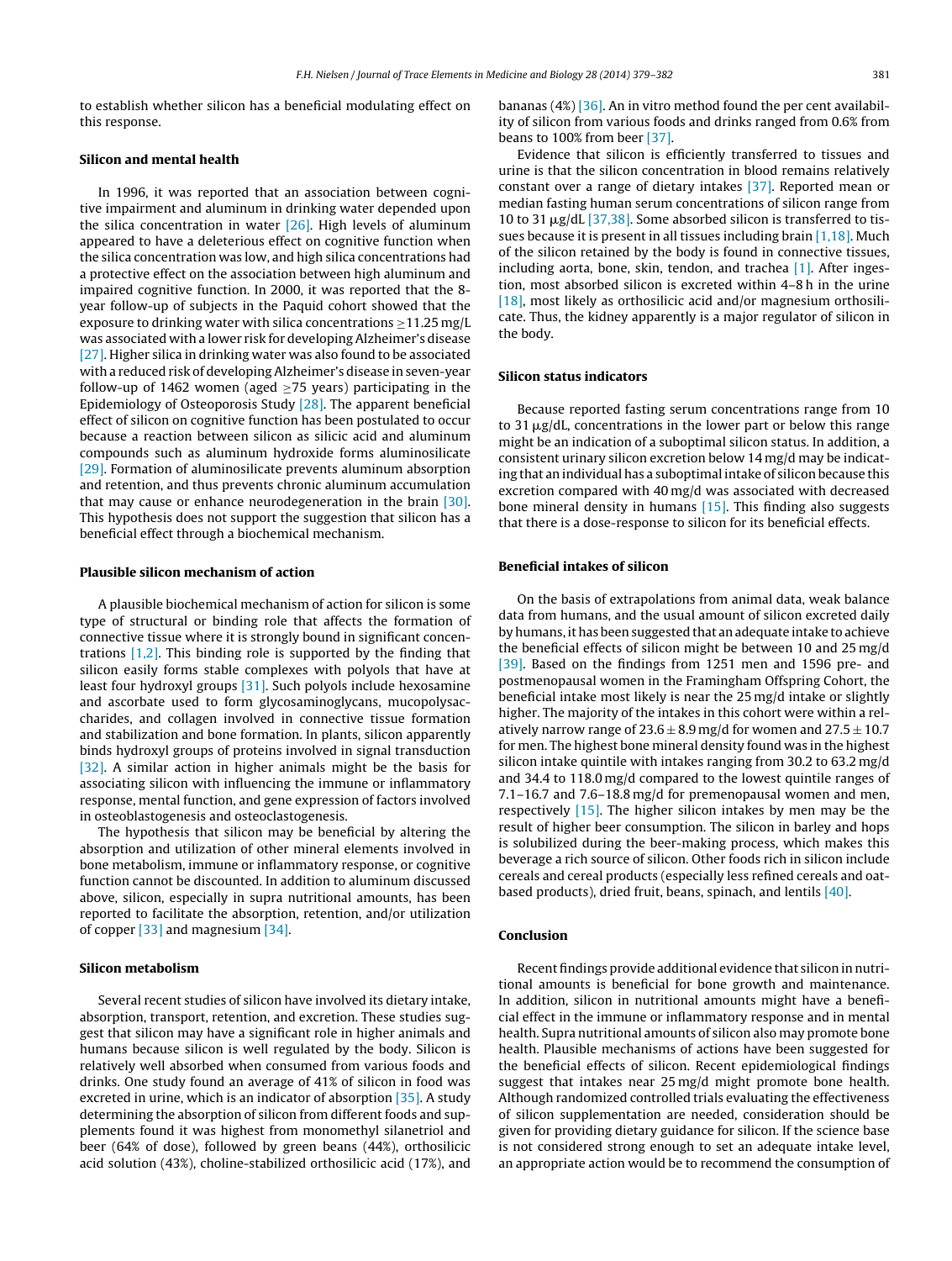to establish whether silicon has a beneficial modulating effect on this response.

## Silicon and mental health

In 1996, it was reported that an association between cognitive impairment and aluminum in drinking water depended upon the silica concentration in water [26]. High levels of aluminum appeared to have a deleterious effect on cognitive function when the silica concentration was low, and high silica concentrations had a protective effect on the association between high aluminum and impaired cognitive function. In 2000, it was reported that the 8-year follow-up of subjects in the Paquid cohort showed that the exposure to drinking water with silica concentrations ≥11.25 mg/L was associated with a lower risk for developing Alzheimer's disease [27]. Higher silica in drinking water was also found to be associated with a reduced risk of developing Alzheimer's disease in seven-year follow-up of 1462 women (aged ≥75 years) participating in the Epidemiology of Osteoporosis Study [28]. The apparent beneficial effect of silicon on cognitive function has been postulated to occur because a reaction between silicon as silicic acid and aluminum compounds such as aluminum hydroxide forms aluminosilicate [29]. Formation of aluminosilicate prevents aluminum absorption and retention, and thus prevents chronic aluminum accumulation that may cause or enhance neurodegeneration in the brain [30]. This hypothesis does not support the suggestion that silicon has a beneficial effect through a biochemical mechanism.

## Plausible silicon mechanism of action

A plausible biochemical mechanism of action for silicon is some type of structural or binding role that affects the formation of connective tissue where it is strongly bound in significant concentrations [1,2]. This binding role is supported by the finding that silicon easily forms stable complexes with polyols that have at least four hydroxyl groups [31]. Such polyols include hexosamine and ascorbate used to form glycosaminoglycans, mucopolysaccharides, and collagen involved in connective tissue formation and stabilization and bone formation. In plants, silicon apparently binds hydroxyl groups of proteins involved in signal transduction [32]. A similar action in higher animals might be the basis for associating silicon with influencing the immune or inflammatory response, mental function, and gene expression of factors involved in osteoblastogenesis and osteoclastogenesis.

The hypothesis that silicon may be beneficial by altering the absorption and utilization of other mineral elements involved in bone metabolism, immune or inflammatory response, or cognitive function cannot be discounted. In addition to aluminum discussed above, silicon, especially in supra nutritional amounts, has been reported to facilitate the absorption, retention, and/or utilization of copper [33] and magnesium [34].

## Silicon metabolism

Several recent studies of silicon have involved its dietary intake, absorption, transport, retention, and excretion. These studies suggest that silicon may have a significant role in higher animals and humans because silicon is well regulated by the body. Silicon is relatively well absorbed when consumed from various foods and drinks. One study found an average of 41% of silicon in food was excreted in urine, which is an indicator of absorption [35]. A study determining the absorption of silicon from different foods and supplements found it was highest from monomethyl silanetriol and beer (64% of dose), followed by green beans (44%), orthosilicic acid solution (43%), choline-stabilized orthosilicic acid (17%), and bananas (4%) [36]. An in vitro method found the per cent availability of silicon from various foods and drinks ranged from 0.6% from beans to 100% from beer [37].

Evidence that silicon is efficiently transferred to tissues and urine is that the silicon concentration in blood remains relatively constant over a range of dietary intakes [37]. Reported mean or median fasting human serum concentrations of silicon range from 10 to 31 μg/dL [37,38]. Some absorbed silicon is transferred to tissues because it is present in all tissues including brain [1,18]. Much of the silicon retained by the body is found in connective tissues, including aorta, bone, skin, tendon, and trachea [1]. After ingestion, most absorbed silicon is excreted within 4–8 h in the urine [18], most likely as orthosilicic acid and/or magnesium orthosilicate. Thus, the kidney apparently is a major regulator of silicon in the body.

## Silicon status indicators

Because reported fasting serum concentrations range from 10 to 31 μg/dL, concentrations in the lower part or below this range might be an indication of a suboptimal silicon status. In addition, a consistent urinary silicon excretion below 14 mg/d may be indicating that an individual has a suboptimal intake of silicon because this excretion compared with 40 mg/d was associated with decreased bone mineral density in humans [15]. This finding also suggests that there is a dose-response to silicon for its beneficial effects.

## Beneficial intakes of silicon

On the basis of extrapolations from animal data, weak balance data from humans, and the usual amount of silicon excreted daily by humans, it has been suggested that an adequate intake to achieve the beneficial effects of silicon might be between 10 and 25 mg/d [39]. Based on the findings from 1251 men and 1596 pre- and postmenopausal women in the Framingham Offspring Cohort, the beneficial intake most likely is near the 25 mg/d intake or slightly higher. The majority of the intakes in this cohort were within a relatively narrow range of $23.6 \pm 8.9$ mg/d for women and $27.5 \pm 10.7$ for men. The highest bone mineral density found was in the highest silicon intake quintile with intakes ranging from 30.2 to 63.2 mg/d and 34.4 to 118.0 mg/d compared to the lowest quintile ranges of 7.1–16.7 and 7.6–18.8 mg/d for premenopausal women and men, respectively [15]. The higher silicon intakes by men may be the result of higher beer consumption. The silicon in barley and hops is solubilized during the beer-making process, which makes this beverage a rich source of silicon. Other foods rich in silicon include cereals and cereal products (especially less refined cereals and oat-based products), dried fruit, beans, spinach, and lentils [40].

## Conclusion

Recent findings provide additional evidence that silicon in nutritional amounts is beneficial for bone growth and maintenance. In addition, silicon in nutritional amounts might have a beneficial effect in the immune or inflammatory response and in mental health. Supra nutritional amounts of silicon also may promote bone health. Plausible mechanisms of actions have been suggested for the beneficial effects of silicon. Recent epidemiological findings suggest that intakes near 25 mg/d might promote bone health. Although randomized controlled trials evaluating the effectiveness of silicon supplementation are needed, consideration should be given for providing dietary guidance for silicon. If the science base is not considered strong enough to set an adequate intake level, an appropriate action would be to recommend the consumption of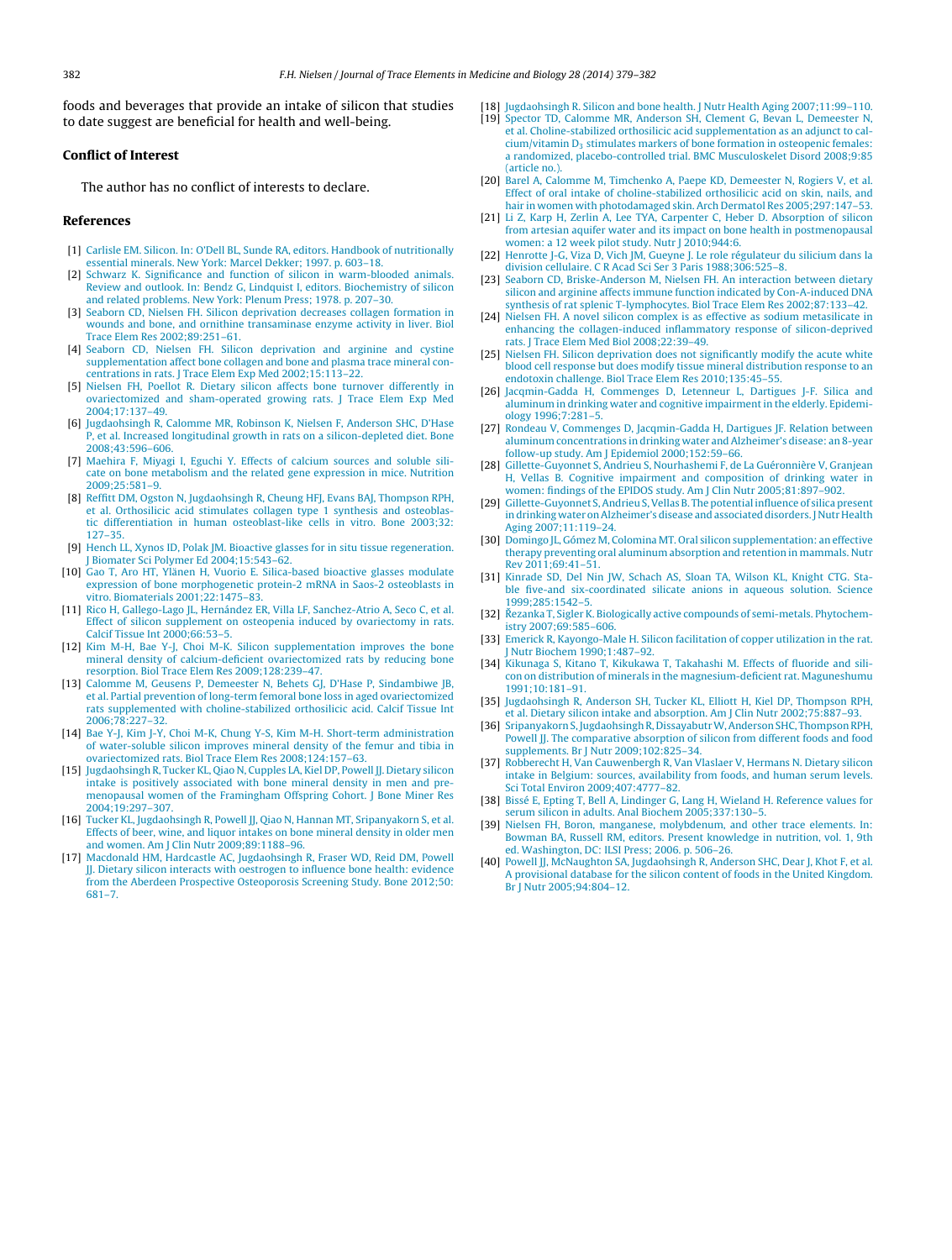foods and beverages that provide an intake of silicon that studies to date suggest are beneficial for health and well-being.

## Conflict of Interest

The author has no conflict of interests to declare.

## References

[1] Carlisle EM. Silicon. In: O'Dell BL, Sunde RA, editors. Handbook of nutritionally essential minerals. New York: Marcel Dekker; 1997. p. 603–18.

[2] Schwarz K. Significance and function of silicon in warm-blooded animals. Review and outlook. In: Bendz G, Lindquist I, editors. Biochemistry of silicon and related problems. New York: Plenum Press; 1978. p. 207–30.

[3] Seaborn CD, Nielsen FH. Silicon deprivation decreases collagen formation in wounds and bone, and ornithine transaminase enzyme activity in liver. Biol Trace Elem Res 2002;89:251–61.

[4] Seaborn CD, Nielsen FH. Silicon deprivation and arginine and cystine supplementation affect bone collagen and bone and plasma trace mineral concentrations in rats. J Trace Elem Exp Med 2002;15:113–22.

[5] Nielsen FH, Poellot R. Dietary silicon affects bone turnover differently in ovariectomized and sham-operated growing rats. J Trace Elem Exp Med 2004;17:137–49.

[6] Jugdaohsingh R, Calomme MR, Robinson K, Nielsen F, Anderson SHC, D'Hase P, et al. Increased longitudinal growth in rats on a silicon-depleted diet. Bone 2008;43:596–606.

[7] Maehira F, Miyagi I, Eguchi Y. Effects of calcium sources and soluble silicate on bone metabolism and the related gene expression in mice. Nutrition 2009;25:581–9.

[8] Reffitt DM, Ogston N, Jugdaohsingh R, Cheung HFJ, Evans BAJ, Thompson RPH, et al. Orthosilicic acid stimulates collagen type 1 synthesis and osteoblastic differentiation in human osteoblast-like cells in vitro. Bone 2003;32:127–35.

[9] Hench LL, Xynos ID, Polak JM. Bioactive glasses for in situ tissue regeneration. J Biomater Sci Polymer Ed 2004;15:543–62.

[10] Gao T, Aro HT, Ylänen H, Vuorio E. Silica-based bioactive glasses modulate expression of bone morphogenetic protein-2 mRNA in Saos-2 osteoblasts in vitro. Biomaterials 2001;22:1475–83.

[11] Rico H, Gallego-Lago JL, Hernández ER, Villa LF, Sanchez-Atrio A, Seco C, et al. Effect of silicon supplement on osteopenia induced by ovariectomy in rats. Calcif Tissue Int 2000;66:53–5.

[12] Kim M-H, Bae Y-J, Choi M-K. Silicon supplementation improves the bone mineral density of calcium-deficient ovariectomized rats by reducing bone resorption. Biol Trace Elem Res 2009;128:239–47.

[13] Calomme M, Geusens P, Demeester N, Behets GJ, D'Hase P, Sindambiwe JB, et al. Partial prevention of long-term femoral bone loss in aged ovariectomized rats supplemented with choline-stabilized orthosilicic acid. Calcif Tissue Int 2006;78:227–32.

[14] Bae Y-J, Kim J-Y, Choi M-K, Chung Y-S, Kim M-H. Short-term administration of water-soluble silicon improves mineral density of the femur and tibia in ovariectomized rats. Biol Trace Elem Res 2008;124:157–63.

[15] Jugdaohsingh R, Tucker KL, Qiao N, Cupples LA, Kiel DP, Powell JJ. Dietary silicon intake is positively associated with bone mineral density in men and premenopausal women of the Framingham Offspring Cohort. J Bone Miner Res 2004;19:297–307.

[16] Tucker KL, Jugdaohsingh R, Powell JJ, Qiao N, Hannan MT, Sripanyakorn S, et al. Effects of beer, wine, and liquor intakes on bone mineral density in older men and women. Am J Clin Nutr 2009;89:1188–96.

[17] Macdonald HM, Hardcastle AC, Jugdaohsingh R, Fraser WD, Reid DM, Powell JJ. Dietary silicon interacts with oestrogen to influence bone health: evidence from the Aberdeen Prospective Osteoporosis Screening Study. Bone 2012;50:681–7.

[18] Jugdaohsingh R. Silicon and bone health. J Nutr Health Aging 2007;11:99–110.

[19] Spector TD, Calomme MR, Anderson SH, Clement G, Bevan L, Demeester N, et al. Choline-stabilized orthosilicic acid supplementation as an adjunct to calcium/vitamin $D_3$ stimulates markers of bone formation in osteopenic females: a randomized, placebo-controlled trial. BMC Musculoskelet Disord 2008;9:85 (article no.).

[20] Barel A, Calomme M, Timchenko A, Paepe KD, Demeester N, Rogiers V, et al. Effect of oral intake of choline-stabilized orthosilicic acid on skin, nails, and hair in women with photodamaged skin. Arch Dermatol Res 2005;297:147–53.

[21] Li Z, Karp H, Zerlin A, Lee TYA, Carpenter C, Heber D. Absorption of silicon from artesian aquifer water and its impact on bone health in postmenopausal women: a 12 week pilot study. Nutr J 2010;944:6.

[22] Henrotte J-G, Viza D, Vich JM, Gueyne J. Le role régulateur du silicium dans la division cellulaire. C R Acad Sci Ser 3 Paris 1988;306:525–8.

[23] Seaborn CD, Briske-Anderson M, Nielsen FH. An interaction between dietary silicon and arginine affects immune function indicated by Con-A-induced DNA synthesis of rat splenic T-lymphocytes. Biol Trace Elem Res 2002;87:133–42.

[24] Nielsen FH. A novel silicon complex is as effective as sodium metasilicate in enhancing the collagen-induced inflammatory response of silicon-deprived rats. J Trace Elem Med Biol 2008;22:39–49.

[25] Nielsen FH. Silicon deprivation does not significantly modify the acute white blood cell response but does modify tissue mineral distribution response to an endotoxin challenge. Biol Trace Elem Res 2010;135:45–55.

[26] Jacqmin-Gadda H, Commenges D, Letenneur L, Dartigues J-F. Silica and aluminum in drinking water and cognitive impairment in the elderly. Epidemiology 1996;7:281–5.

[27] Rondeau V, Commenges D, Jacqmin-Gadda H, Dartigues JF. Relation between aluminum concentrations in drinking water and Alzheimer's disease: an 8-year follow-up study. Am J Epidemiol 2000;152:59–66.

[28] Gillette-Guyonnet S, Andrieu S, Nourhashemi F, de La Guéronnière V, Granjean H, Vellas B. Cognitive impairment and composition of drinking water in women: findings of the EPIDOS study. Am J Clin Nutr 2005;81:897–902.

[29] Gillette-Guyonnet S, Andrieu S, Vellas B. The potential influence of silica present in drinking water on Alzheimer's disease and associated disorders. J Nutr Health Aging 2007;11:119–24.

[30] Domingo JL, Gómez M, Colomina MT. Oral silicon supplementation: an effective therapy preventing oral aluminum absorption and retention in mammals. Nutr Rev 2011;69:41–51.

[31] Kinrade SD, Del Nin JW, Schach AS, Sloan TA, Wilson KL, Knight CTG. Stable five-and six-coordinated silicate anions in aqueous solution. Science 1999;285:1542–5.

[32] Řezanka T, Sigler K. Biologically active compounds of semi-metals. Phytochemistry 2007;69:585–606.

[33] Emerick R, Kayongo-Male H. Silicon facilitation of copper utilization in the rat. J Nutr Biochem 1990;1:487–92.

[34] Kikunaga S, Kitano T, Kikukawa T, Takahashi M. Effects of fluoride and silicon on distribution of minerals in the magnesium-deficient rat. Maguneshumu 1991;10:181–91.

[35] Jugdaohsingh R, Anderson SH, Tucker KL, Elliott H, Kiel DP, Thompson RPH, et al. Dietary silicon intake and absorption. Am J Clin Nutr 2002;75:887–93.

[36] Sripanyakorn S, Jugdaohsingh R, Dissayabutr W, Anderson SHC, Thompson RPH, Powell JJ. The comparative absorption of silicon from different foods and food supplements. Br J Nutr 2009;102:825–34.

[37] Robberecht H, Van Cauwenbergh R, Van Vlaslaer V, Hermans N. Dietary silicon intake in Belgium: sources, availability from foods, and human serum levels. Sci Total Environ 2009;407:4777–82.

[38] Bissé E, Epting T, Bell A, Lindinger G, Lang H, Wieland H. Reference values for serum silicon in adults. Anal Biochem 2005;337:130–5.

[39] Nielsen FH, Boron, manganese, molybdenum, and other trace elements. In: Bowman BA, Russell RM, editors. Present knowledge in nutrition, vol. 1, 9th ed. Washington, DC: ILSI Press; 2006. p. 506–26.

[40] Powell JJ, McNaughton SA, Jugdaohsingh R, Anderson SHC, Dear J, Khot F, et al. A provisional database for the silicon content of foods in the United Kingdom. Br J Nutr 2005;94:804–12.